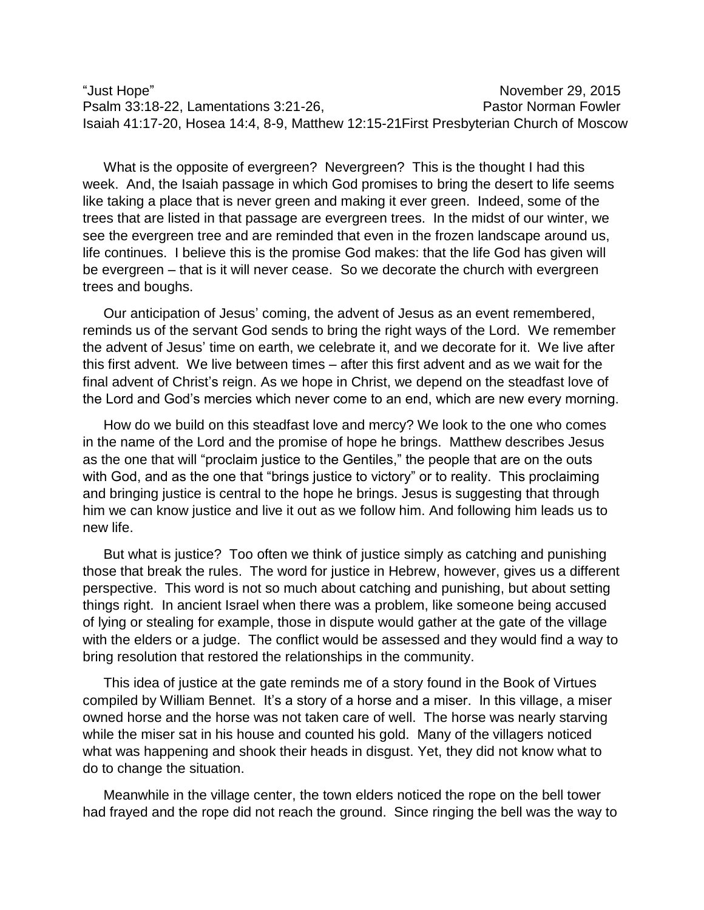"Just Hope" November 29, 2015
Psalm 33:18-22, Lamentations 3:21-26, Pastor Norman Fowler
Isaiah 41:17-20, Hosea 14:4, 8-9, Matthew 12:15-21First Presbyterian Church of Moscow

What is the opposite of evergreen? Nevergreen? This is the thought I had this week. And, the Isaiah passage in which God promises to bring the desert to life seems like taking a place that is never green and making it ever green. Indeed, some of the trees that are listed in that passage are evergreen trees. In the midst of our winter, we see the evergreen tree and are reminded that even in the frozen landscape around us, life continues. I believe this is the promise God makes: that the life God has given will be evergreen – that is it will never cease. So we decorate the church with evergreen trees and boughs.

Our anticipation of Jesus' coming, the advent of Jesus as an event remembered, reminds us of the servant God sends to bring the right ways of the Lord. We remember the advent of Jesus' time on earth, we celebrate it, and we decorate for it. We live after this first advent. We live between times – after this first advent and as we wait for the final advent of Christ's reign. As we hope in Christ, we depend on the steadfast love of the Lord and God's mercies which never come to an end, which are new every morning.

How do we build on this steadfast love and mercy? We look to the one who comes in the name of the Lord and the promise of hope he brings. Matthew describes Jesus as the one that will "proclaim justice to the Gentiles," the people that are on the outs with God, and as the one that "brings justice to victory" or to reality. This proclaiming and bringing justice is central to the hope he brings. Jesus is suggesting that through him we can know justice and live it out as we follow him. And following him leads us to new life.

But what is justice? Too often we think of justice simply as catching and punishing those that break the rules. The word for justice in Hebrew, however, gives us a different perspective. This word is not so much about catching and punishing, but about setting things right. In ancient Israel when there was a problem, like someone being accused of lying or stealing for example, those in dispute would gather at the gate of the village with the elders or a judge. The conflict would be assessed and they would find a way to bring resolution that restored the relationships in the community.

This idea of justice at the gate reminds me of a story found in the Book of Virtues compiled by William Bennet. It's a story of a horse and a miser. In this village, a miser owned horse and the horse was not taken care of well. The horse was nearly starving while the miser sat in his house and counted his gold. Many of the villagers noticed what was happening and shook their heads in disgust. Yet, they did not know what to do to change the situation.

Meanwhile in the village center, the town elders noticed the rope on the bell tower had frayed and the rope did not reach the ground. Since ringing the bell was the way to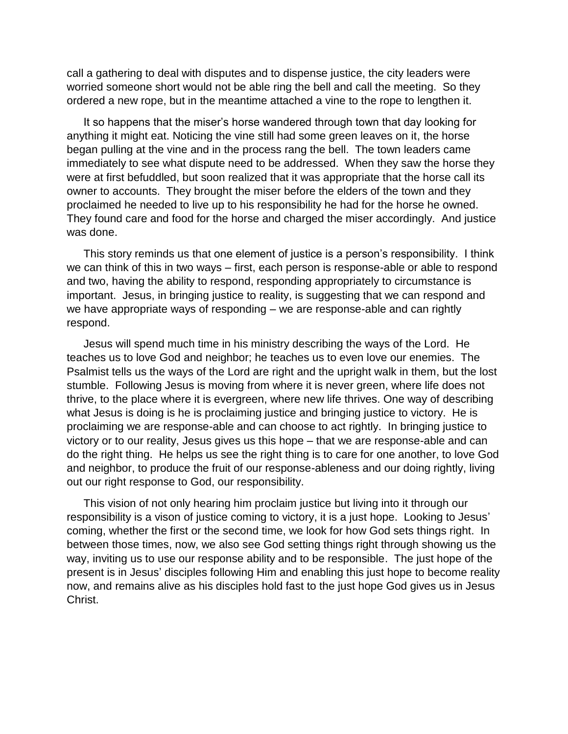call a gathering to deal with disputes and to dispense justice, the city leaders were worried someone short would not be able ring the bell and call the meeting. So they ordered a new rope, but in the meantime attached a vine to the rope to lengthen it.

It so happens that the miser's horse wandered through town that day looking for anything it might eat. Noticing the vine still had some green leaves on it, the horse began pulling at the vine and in the process rang the bell. The town leaders came immediately to see what dispute need to be addressed. When they saw the horse they were at first befuddled, but soon realized that it was appropriate that the horse call its owner to accounts. They brought the miser before the elders of the town and they proclaimed he needed to live up to his responsibility he had for the horse he owned. They found care and food for the horse and charged the miser accordingly. And justice was done.

This story reminds us that one element of justice is a person's responsibility. I think we can think of this in two ways – first, each person is response-able or able to respond and two, having the ability to respond, responding appropriately to circumstance is important. Jesus, in bringing justice to reality, is suggesting that we can respond and we have appropriate ways of responding – we are response-able and can rightly respond.

Jesus will spend much time in his ministry describing the ways of the Lord. He teaches us to love God and neighbor; he teaches us to even love our enemies. The Psalmist tells us the ways of the Lord are right and the upright walk in them, but the lost stumble. Following Jesus is moving from where it is never green, where life does not thrive, to the place where it is evergreen, where new life thrives. One way of describing what Jesus is doing is he is proclaiming justice and bringing justice to victory. He is proclaiming we are response-able and can choose to act rightly. In bringing justice to victory or to our reality, Jesus gives us this hope – that we are response-able and can do the right thing. He helps us see the right thing is to care for one another, to love God and neighbor, to produce the fruit of our response-ableness and our doing rightly, living out our right response to God, our responsibility.

This vision of not only hearing him proclaim justice but living into it through our responsibility is a vison of justice coming to victory, it is a just hope. Looking to Jesus' coming, whether the first or the second time, we look for how God sets things right. In between those times, now, we also see God setting things right through showing us the way, inviting us to use our response ability and to be responsible. The just hope of the present is in Jesus' disciples following Him and enabling this just hope to become reality now, and remains alive as his disciples hold fast to the just hope God gives us in Jesus Christ.